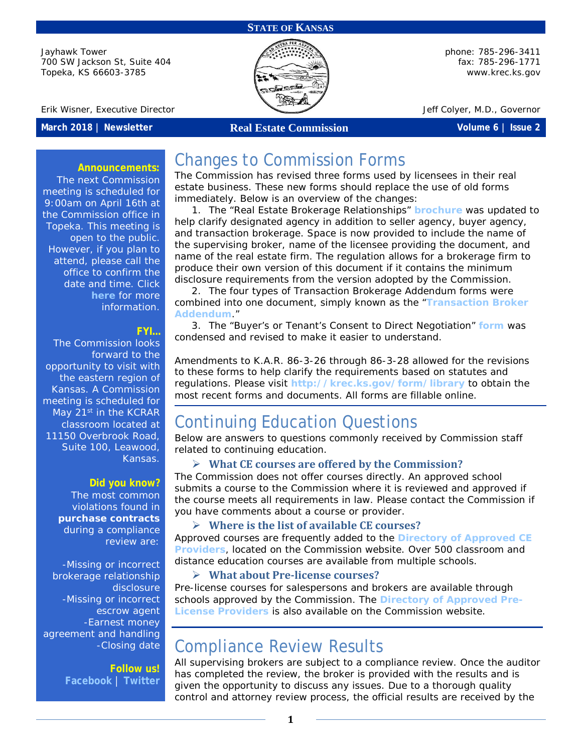**STATE OF KANSAS**

Jayhawk Tower
700 SW Jackson St, Suite 404
Topeka, KS 66603-3785

phone: 785-296-3411
fax: 785-296-1771
www.krec.ks.gov

Erik Wisner, Executive Director

Jeff Colyer, M.D., Governor

**March 2018 | Newsletter** — **Real Estate Commission** — **Volume 6 | Issue 2**

# Changes to Commission Forms

The Commission has revised three forms used by licensees in their real estate business. These new forms should replace the use of old forms immediately. Below is an overview of the changes:

1. The "Real Estate Brokerage Relationships" **brochure** was updated to help clarify designated agency in addition to seller agency, buyer agency, and transaction brokerage. Space is now provided to include the name of the supervising broker, name of the licensee providing the document, and name of the real estate firm. The regulation allows for a brokerage firm to produce their own version of this document if it contains the minimum disclosure requirements from the version adopted by the Commission.
2. The four types of Transaction Brokerage Addendum forms were combined into one document, simply known as the "**Transaction Broker Addendum**."
3. The "Buyer's or Tenant's Consent to Direct Negotiation" **form** was condensed and revised to make it easier to understand.

Amendments to K.A.R. 86-3-26 through 86-3-28 allowed for the revisions to these forms to help clarify the requirements based on statutes and regulations. Please visit **http://krec.ks.gov/form/library** to obtain the most recent forms and documents. All forms are fillable online.

# Continuing Education Questions

Below are answers to questions commonly received by Commission staff related to continuing education.

- **What CE courses are offered by the Commission?**

The Commission does not offer courses directly. An approved school submits a course to the Commission where it is reviewed and approved if the course meets all requirements in law. Please contact the Commission if you have comments about a course or provider.

- **Where is the list of available CE courses?**

Approved courses are frequently added to the **Directory of Approved CE Providers**, located on the Commission website. Over 500 classroom and distance education courses are available from multiple schools.

- **What about Pre-license courses?**

Pre-license courses for salespersons and brokers are available through schools approved by the Commission. The **Directory of Approved Pre-License Providers** is also available on the Commission website.

# Compliance Review Results

All supervising brokers are subject to a compliance review. Once the auditor has completed the review, the broker is provided with the results and is given the opportunity to discuss any issues. Due to a thorough quality control and attorney review process, the official results are received by the

---

**Announcements:**
The next Commission meeting is scheduled for 9:00am on April 16th at the Commission office in Topeka. This meeting is open to the public. However, if you plan to attend, please call the office to confirm the date and time. Click **here** for more information.

**FYI…**
The Commission looks forward to the opportunity to visit with the eastern region of Kansas. A Commission meeting is scheduled for May 21st in the KCRAR classroom located at 11150 Overbrook Road, Suite 100, Leawood, Kansas.

**Did you know?**
The most common violations found in **purchase contracts** during a compliance review are:

- Missing or incorrect brokerage relationship disclosure
- Missing or incorrect escrow agent
- Earnest money agreement and handling
- Closing date

**Follow us!**
**Facebook** | **Twitter**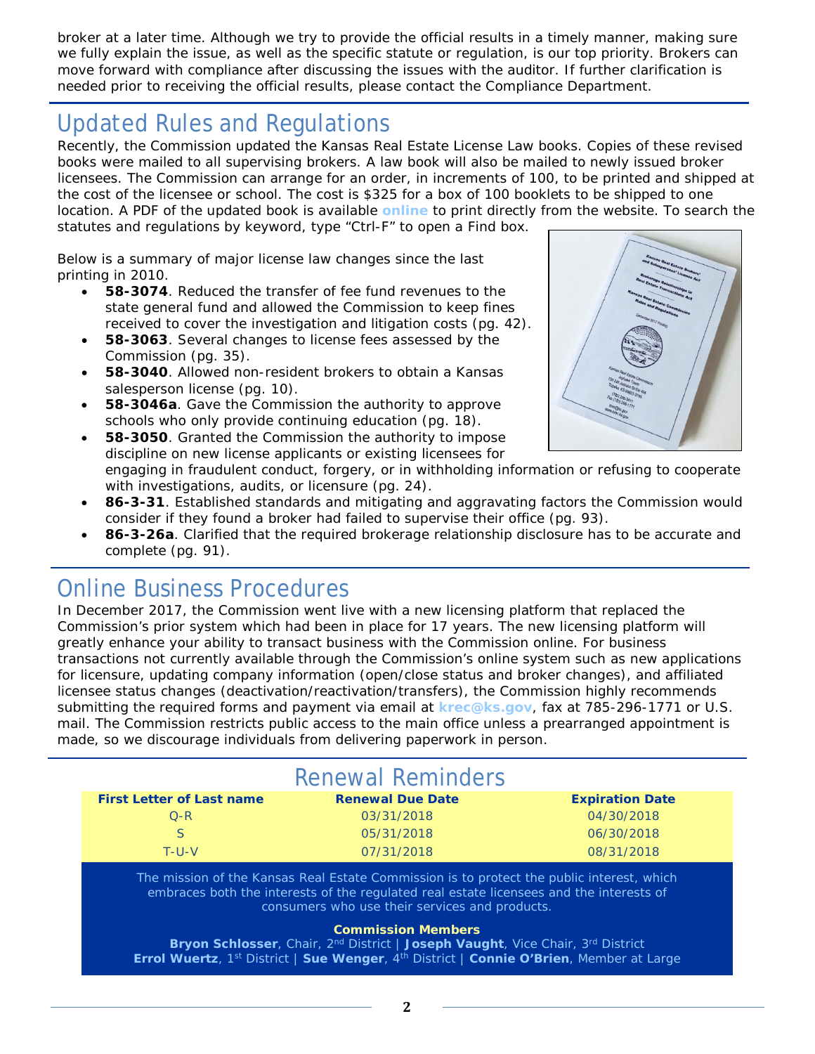broker at a later time. Although we try to provide the official results in a timely manner, making sure we fully explain the issue, as well as the specific statute or regulation, is our top priority. Brokers can move forward with compliance after discussing the issues with the auditor. If further clarification is needed prior to receiving the official results, please contact the Compliance Department.

## Updated Rules and Regulations

Recently, the Commission updated the Kansas Real Estate License Law books. Copies of these revised books were mailed to all supervising brokers. A law book will also be mailed to newly issued broker licensees. The Commission can arrange for an order, in increments of 100, to be printed and shipped at the cost of the licensee or school. The cost is $325 for a box of 100 booklets to be shipped to one location. A PDF of the updated book is available **online** to print directly from the website. To search the statutes and regulations by keyword, type "Ctrl-F" to open a Find box.

Below is a summary of major license law changes since the last printing in 2010.

- **58-3074**. Reduced the transfer of fee fund revenues to the state general fund and allowed the Commission to keep fines received to cover the investigation and litigation costs (pg. 42).
- **58-3063**. Several changes to license fees assessed by the Commission (pg. 35).
- **58-3040**. Allowed non-resident brokers to obtain a Kansas salesperson license (pg. 10).
- **58-3046a**. Gave the Commission the authority to approve schools who only provide continuing education (pg. 18).
- **58-3050**. Granted the Commission the authority to impose discipline on new license applicants or existing licensees for engaging in fraudulent conduct, forgery, or in withholding information or refusing to cooperate with investigations, audits, or licensure (pg. 24).
- **86-3-31**. Established standards and mitigating and aggravating factors the Commission would consider if they found a broker had failed to supervise their office (pg. 93).
- **86-3-26a**. Clarified that the required brokerage relationship disclosure has to be accurate and complete (pg. 91).

## Online Business Procedures

In December 2017, the Commission went live with a new licensing platform that replaced the Commission's prior system which had been in place for 17 years. The new licensing platform will greatly enhance your ability to transact business with the Commission online. For business transactions not currently available through the Commission's online system such as new applications for licensure, updating company information (open/close status and broker changes), and affiliated licensee status changes (deactivation/reactivation/transfers), the Commission highly recommends submitting the required forms and payment via email at **krec@ks.gov**, fax at 785-296-1771 or U.S. mail. The Commission restricts public access to the main office unless a prearranged appointment is made, so we discourage individuals from delivering paperwork in person.

## Renewal Reminders

| First Letter of Last name | Renewal Due Date | Expiration Date |
|---|---|---|
| Q-R | 03/31/2018 | 04/30/2018 |
| S | 05/31/2018 | 06/30/2018 |
| T-U-V | 07/31/2018 | 08/31/2018 |

The mission of the Kansas Real Estate Commission is to protect the public interest, which embraces both the interests of the regulated real estate licensees and the interests of consumers who use their services and products.

**Commission Members**

**Bryon Schlosser**, Chair, 2nd District | **Joseph Vaught**, Vice Chair, 3rd District
**Errol Wuertz**, 1st District | **Sue Wenger**, 4th District | **Connie O'Brien**, Member at Large